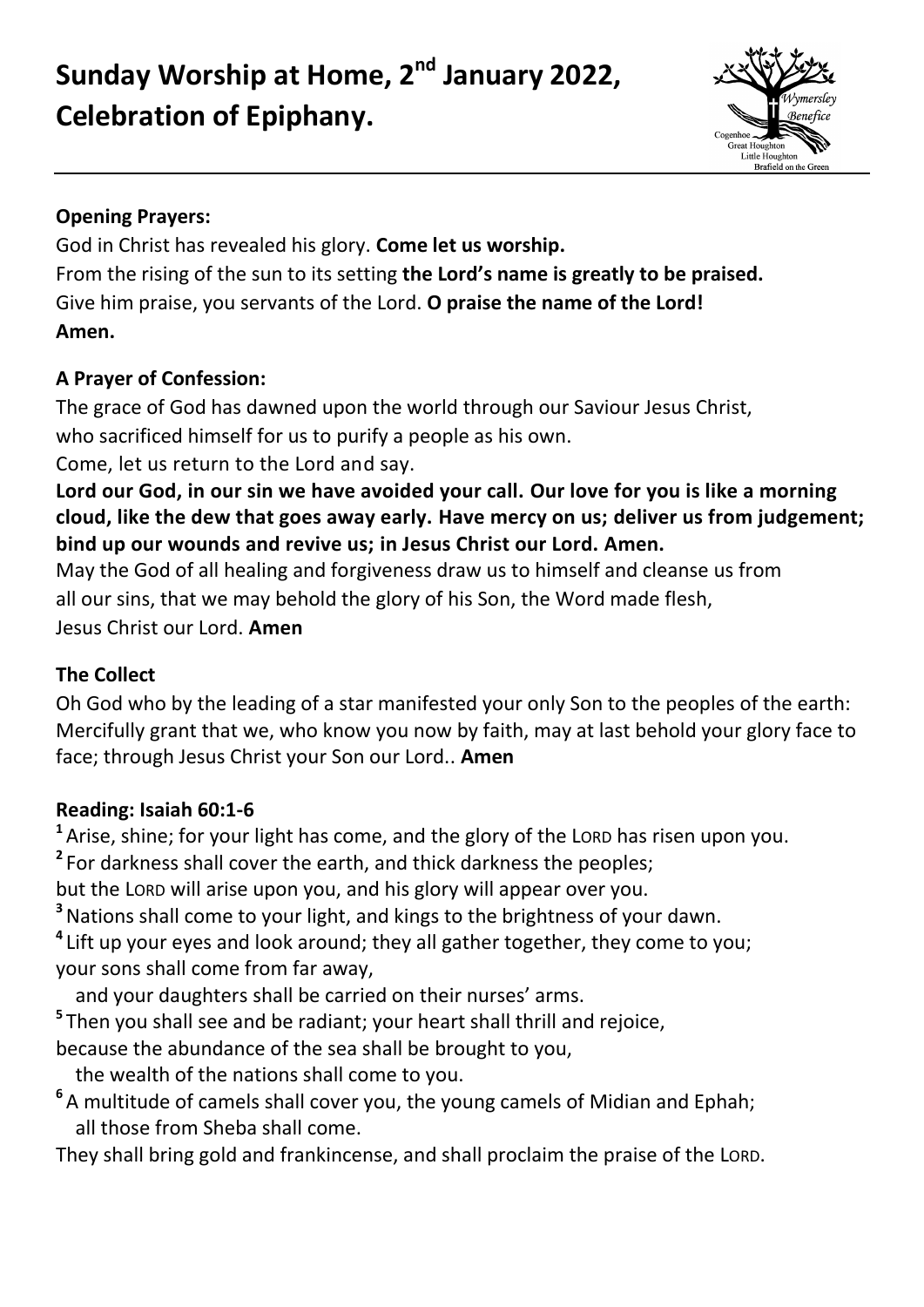# Sunday Worship at Home, 2nd January 2022, Celebration of Epiphany.

**Opening Prayers:**

God in Christ has revealed his glory. **Come let us worship.**
From the rising of the sun to its setting **the Lord's name is greatly to be praised.**
Give him praise, you servants of the Lord. **O praise the name of the Lord!**
**Amen.**

**A Prayer of Confession:**

The grace of God has dawned upon the world through our Saviour Jesus Christ,
who sacrificed himself for us to purify a people as his own.
Come, let us return to the Lord and say.

**Lord our God, in our sin we have avoided your call. Our love for you is like a morning cloud, like the dew that goes away early. Have mercy on us; deliver us from judgement; bind up our wounds and revive us; in Jesus Christ our Lord. Amen.**

May the God of all healing and forgiveness draw us to himself and cleanse us from all our sins, that we may behold the glory of his Son, the Word made flesh, Jesus Christ our Lord. **Amen**

**The Collect**

Oh God who by the leading of a star manifested your only Son to the peoples of the earth: Mercifully grant that we, who know you now by faith, may at last behold your glory face to face; through Jesus Christ your Son our Lord.. **Amen**

**Reading: Isaiah 60:1-6**

**1** Arise, shine; for your light has come, and the glory of the LORD has risen upon you.
**2** For darkness shall cover the earth, and thick darkness the peoples;
but the LORD will arise upon you, and his glory will appear over you.
**3** Nations shall come to your light, and kings to the brightness of your dawn.
**4** Lift up your eyes and look around; they all gather together, they come to you;
your sons shall come from far away,
and your daughters shall be carried on their nurses' arms.
**5** Then you shall see and be radiant; your heart shall thrill and rejoice,
because the abundance of the sea shall be brought to you,
the wealth of the nations shall come to you.
**6** A multitude of camels shall cover you, the young camels of Midian and Ephah;
all those from Sheba shall come.
They shall bring gold and frankincense, and shall proclaim the praise of the LORD.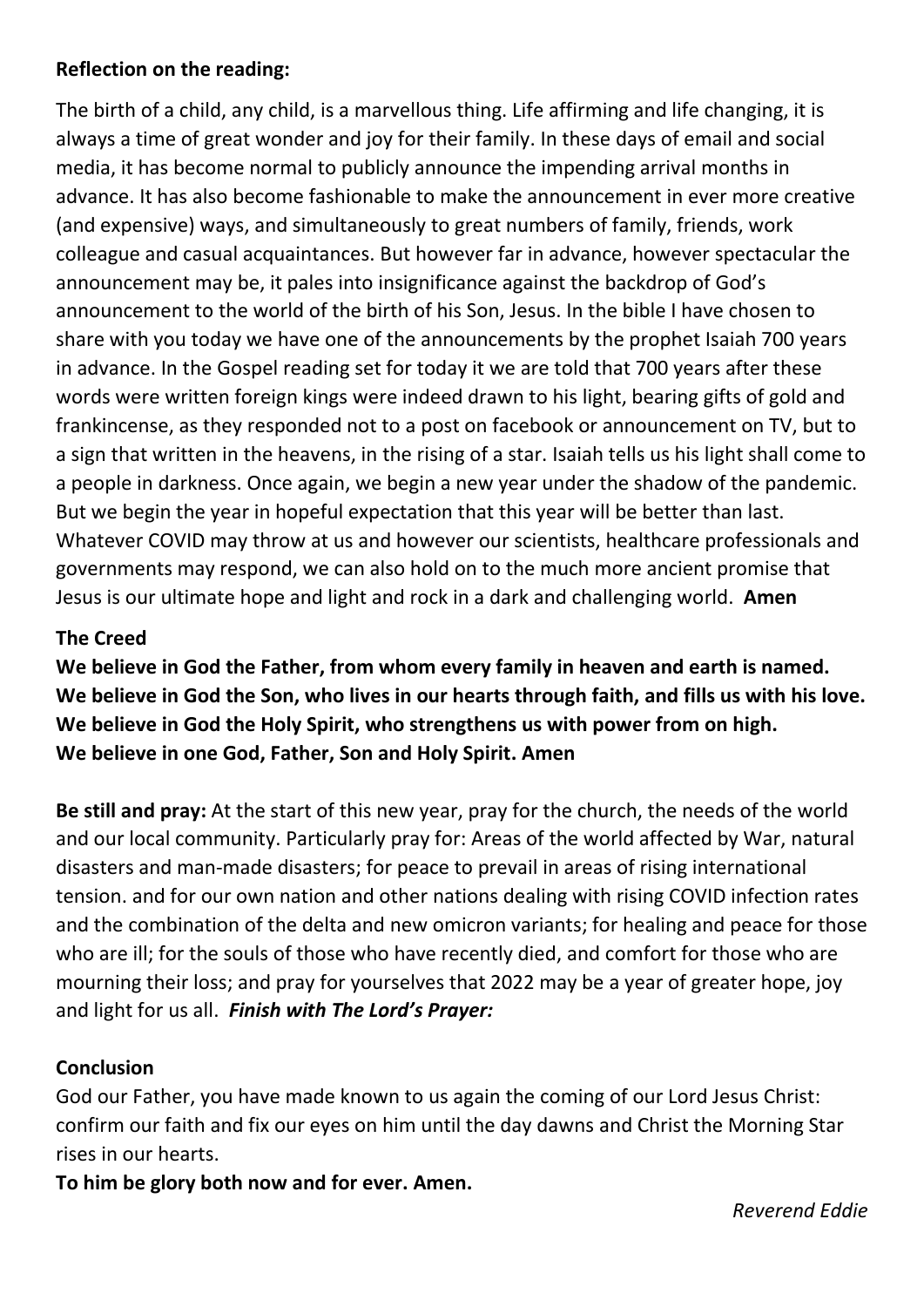**Reflection on the reading:**

The birth of a child, any child, is a marvellous thing. Life affirming and life changing, it is always a time of great wonder and joy for their family. In these days of email and social media, it has become normal to publicly announce the impending arrival months in advance. It has also become fashionable to make the announcement in ever more creative (and expensive) ways, and simultaneously to great numbers of family, friends, work colleague and casual acquaintances. But however far in advance, however spectacular the announcement may be, it pales into insignificance against the backdrop of God's announcement to the world of the birth of his Son, Jesus. In the bible I have chosen to share with you today we have one of the announcements by the prophet Isaiah 700 years in advance. In the Gospel reading set for today it we are told that 700 years after these words were written foreign kings were indeed drawn to his light, bearing gifts of gold and frankincense, as they responded not to a post on facebook or announcement on TV, but to a sign that written in the heavens, in the rising of a star. Isaiah tells us his light shall come to a people in darkness. Once again, we begin a new year under the shadow of the pandemic. But we begin the year in hopeful expectation that this year will be better than last. Whatever COVID may throw at us and however our scientists, healthcare professionals and governments may respond, we can also hold on to the much more ancient promise that Jesus is our ultimate hope and light and rock in a dark and challenging world. **Amen**

**The Creed**

**We believe in God the Father, from whom every family in heaven and earth is named.**
**We believe in God the Son, who lives in our hearts through faith, and fills us with his love.**
**We believe in God the Holy Spirit, who strengthens us with power from on high.**
**We believe in one God, Father, Son and Holy Spirit. Amen**

**Be still and pray:** At the start of this new year, pray for the church, the needs of the world and our local community. Particularly pray for: Areas of the world affected by War, natural disasters and man-made disasters; for peace to prevail in areas of rising international tension. and for our own nation and other nations dealing with rising COVID infection rates and the combination of the delta and new omicron variants; for healing and peace for those who are ill; for the souls of those who have recently died, and comfort for those who are mourning their loss; and pray for yourselves that 2022 may be a year of greater hope, joy and light for us all. ***Finish with The Lord's Prayer:***

**Conclusion**

God our Father, you have made known to us again the coming of our Lord Jesus Christ: confirm our faith and fix our eyes on him until the day dawns and Christ the Morning Star rises in our hearts.

**To him be glory both now and for ever. Amen.**

*Reverend Eddie*